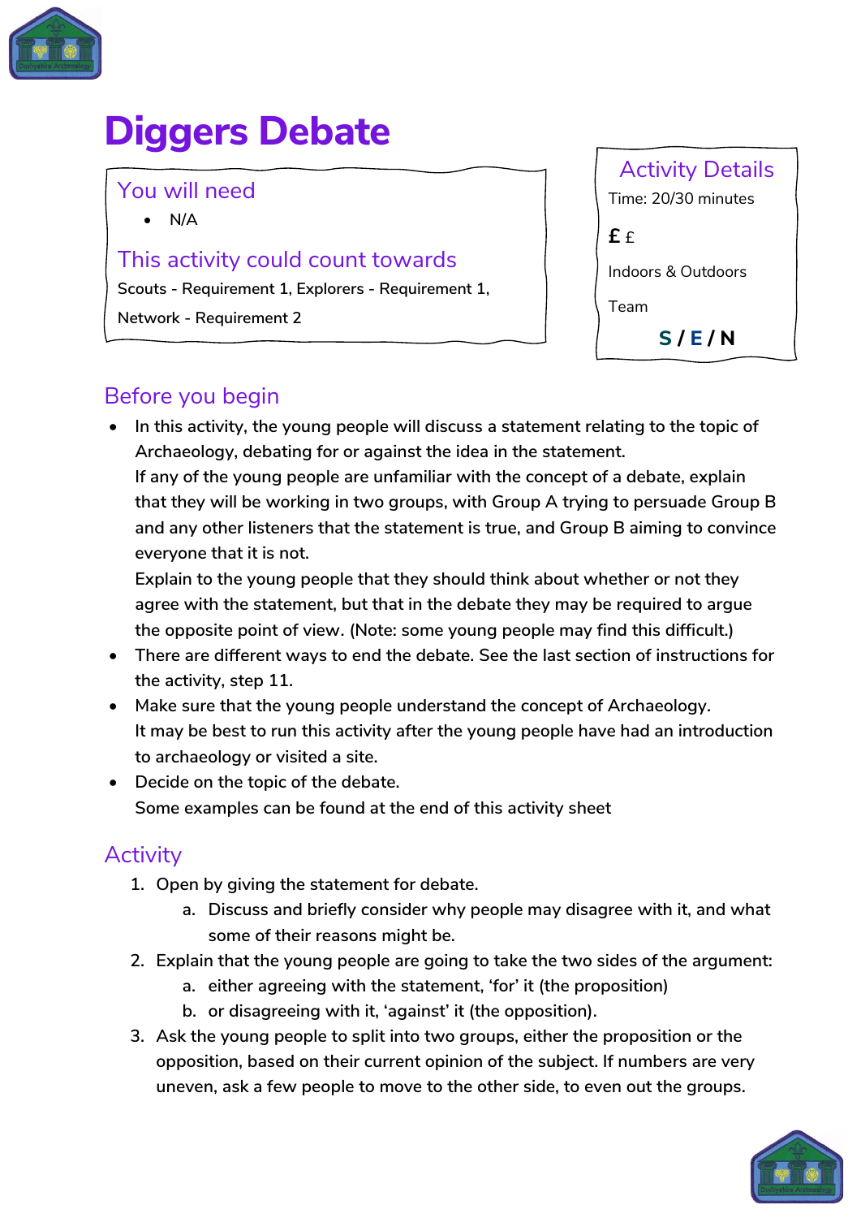# Diggers Debate

## You will need

- N/A

## This activity could count towards

Scouts - Requirement 1, Explorers - Requirement 1, Network - Requirement 2

## Activity Details

Time: 20/30 minutes

£ £

Indoors & Outdoors

Team

**S / E / N**

## Before you begin

- In this activity, the young people will discuss a statement relating to the topic of Archaeology, debating for or against the idea in the statement.
  If any of the young people are unfamiliar with the concept of a debate, explain that they will be working in two groups, with Group A trying to persuade Group B and any other listeners that the statement is true, and Group B aiming to convince everyone that it is not.
  Explain to the young people that they should think about whether or not they agree with the statement, but that in the debate they may be required to argue the opposite point of view. (Note: some young people may find this difficult.)
- There are different ways to end the debate. See the last section of instructions for the activity, step 11.
- Make sure that the young people understand the concept of Archaeology.
  It may be best to run this activity after the young people have had an introduction to archaeology or visited a site.
- Decide on the topic of the debate.
  Some examples can be found at the end of this activity sheet

## Activity

1. Open by giving the statement for debate.
   a. Discuss and briefly consider why people may disagree with it, and what some of their reasons might be.
2. Explain that the young people are going to take the two sides of the argument:
   a. either agreeing with the statement, 'for' it (the proposition)
   b. or disagreeing with it, 'against' it (the opposition).
3. Ask the young people to split into two groups, either the proposition or the opposition, based on their current opinion of the subject. If numbers are very uneven, ask a few people to move to the other side, to even out the groups.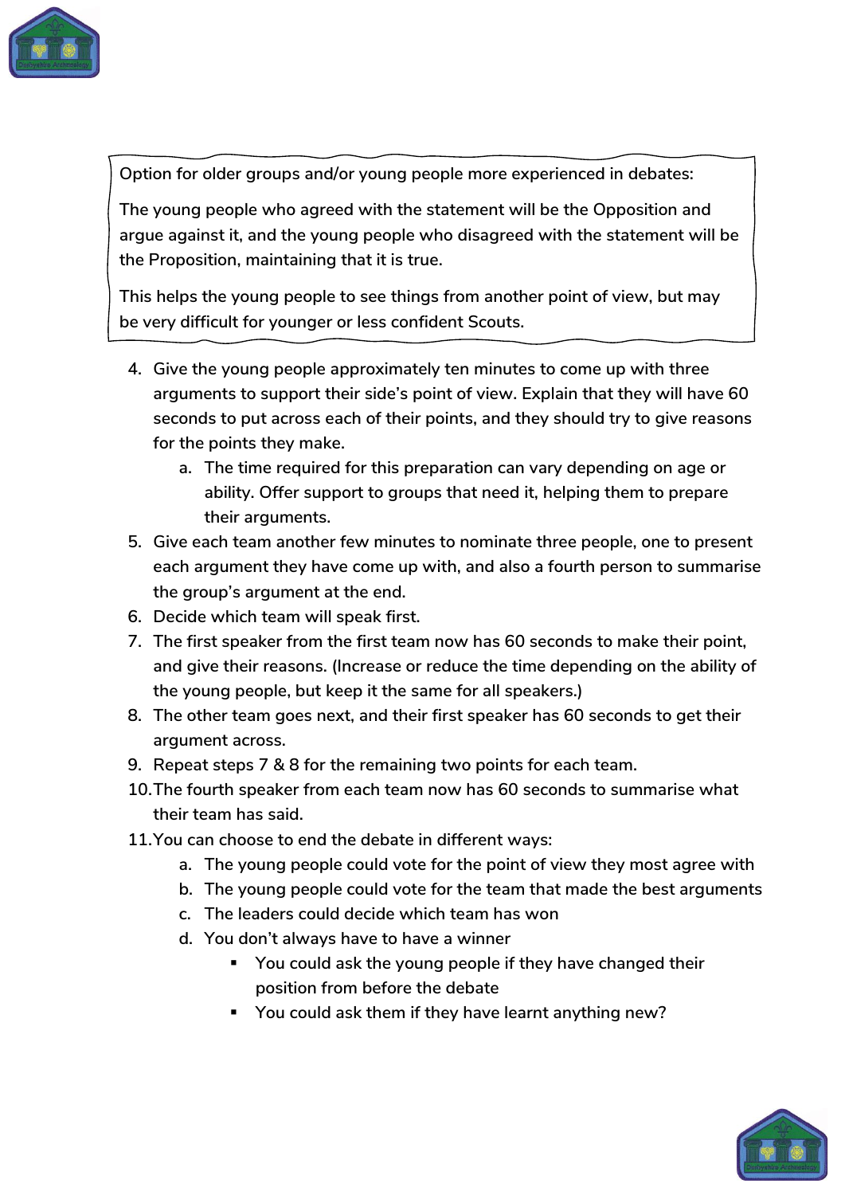> Option for older groups and/or young people more experienced in debates:
>
> The young people who agreed with the statement will be the Opposition and argue against it, and the young people who disagreed with the statement will be the Proposition, maintaining that it is true.
>
> This helps the young people to see things from another point of view, but may be very difficult for younger or less confident Scouts.

4. Give the young people approximately ten minutes to come up with three arguments to support their side's point of view. Explain that they will have 60 seconds to put across each of their points, and they should try to give reasons for the points they make.
    a. The time required for this preparation can vary depending on age or ability. Offer support to groups that need it, helping them to prepare their arguments.
5. Give each team another few minutes to nominate three people, one to present each argument they have come up with, and also a fourth person to summarise the group's argument at the end.
6. Decide which team will speak first.
7. The first speaker from the first team now has 60 seconds to make their point, and give their reasons. (Increase or reduce the time depending on the ability of the young people, but keep it the same for all speakers.)
8. The other team goes next, and their first speaker has 60 seconds to get their argument across.
9. Repeat steps 7 & 8 for the remaining two points for each team.
10. The fourth speaker from each team now has 60 seconds to summarise what their team has said.
11. You can choose to end the debate in different ways:
    a. The young people could vote for the point of view they most agree with
    b. The young people could vote for the team that made the best arguments
    c. The leaders could decide which team has won
    d. You don't always have to have a winner
        - You could ask the young people if they have changed their position from before the debate
        - You could ask them if they have learnt anything new?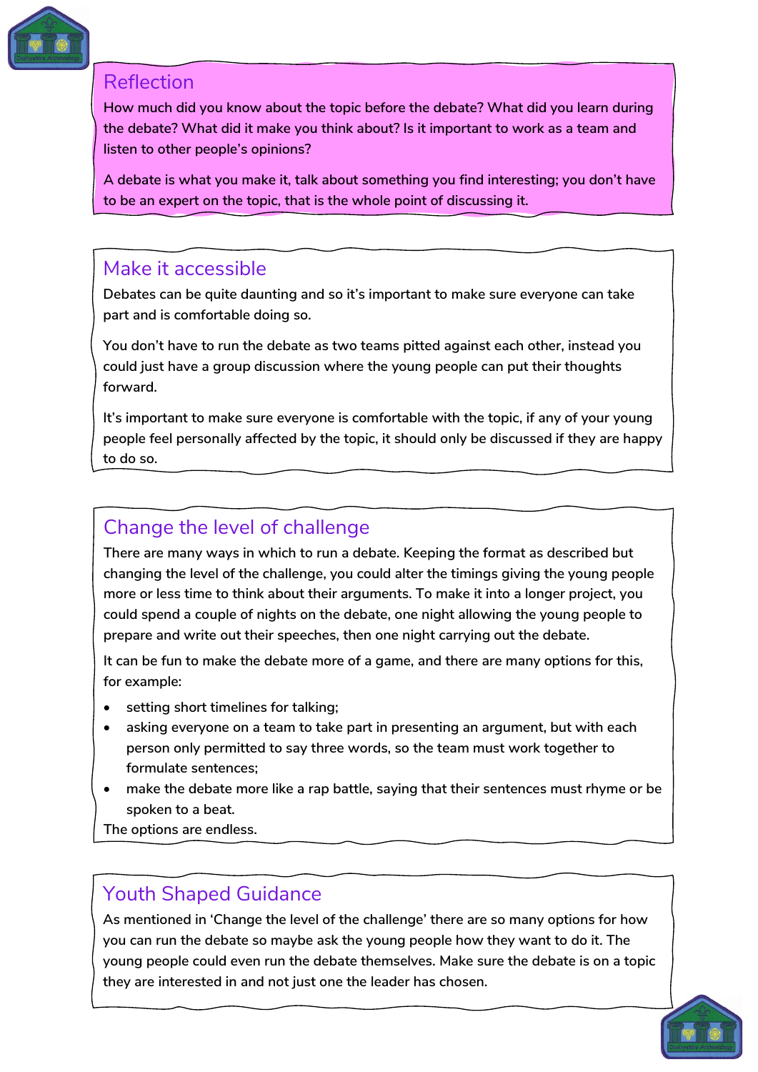## Reflection

How much did you know about the topic before the debate? What did you learn during the debate? What did it make you think about? Is it important to work as a team and listen to other people's opinions?

A debate is what you make it, talk about something you find interesting; you don't have to be an expert on the topic, that is the whole point of discussing it.

## Make it accessible

Debates can be quite daunting and so it's important to make sure everyone can take part and is comfortable doing so.

You don't have to run the debate as two teams pitted against each other, instead you could just have a group discussion where the young people can put their thoughts forward.

It's important to make sure everyone is comfortable with the topic, if any of your young people feel personally affected by the topic, it should only be discussed if they are happy to do so.

## Change the level of challenge

There are many ways in which to run a debate. Keeping the format as described but changing the level of the challenge, you could alter the timings giving the young people more or less time to think about their arguments. To make it into a longer project, you could spend a couple of nights on the debate, one night allowing the young people to prepare and write out their speeches, then one night carrying out the debate.

It can be fun to make the debate more of a game, and there are many options for this, for example:

- setting short timelines for talking;
- asking everyone on a team to take part in presenting an argument, but with each person only permitted to say three words, so the team must work together to formulate sentences;
- make the debate more like a rap battle, saying that their sentences must rhyme or be spoken to a beat.

The options are endless.

## Youth Shaped Guidance

As mentioned in 'Change the level of the challenge' there are so many options for how you can run the debate so maybe ask the young people how they want to do it. The young people could even run the debate themselves. Make sure the debate is on a topic they are interested in and not just one the leader has chosen.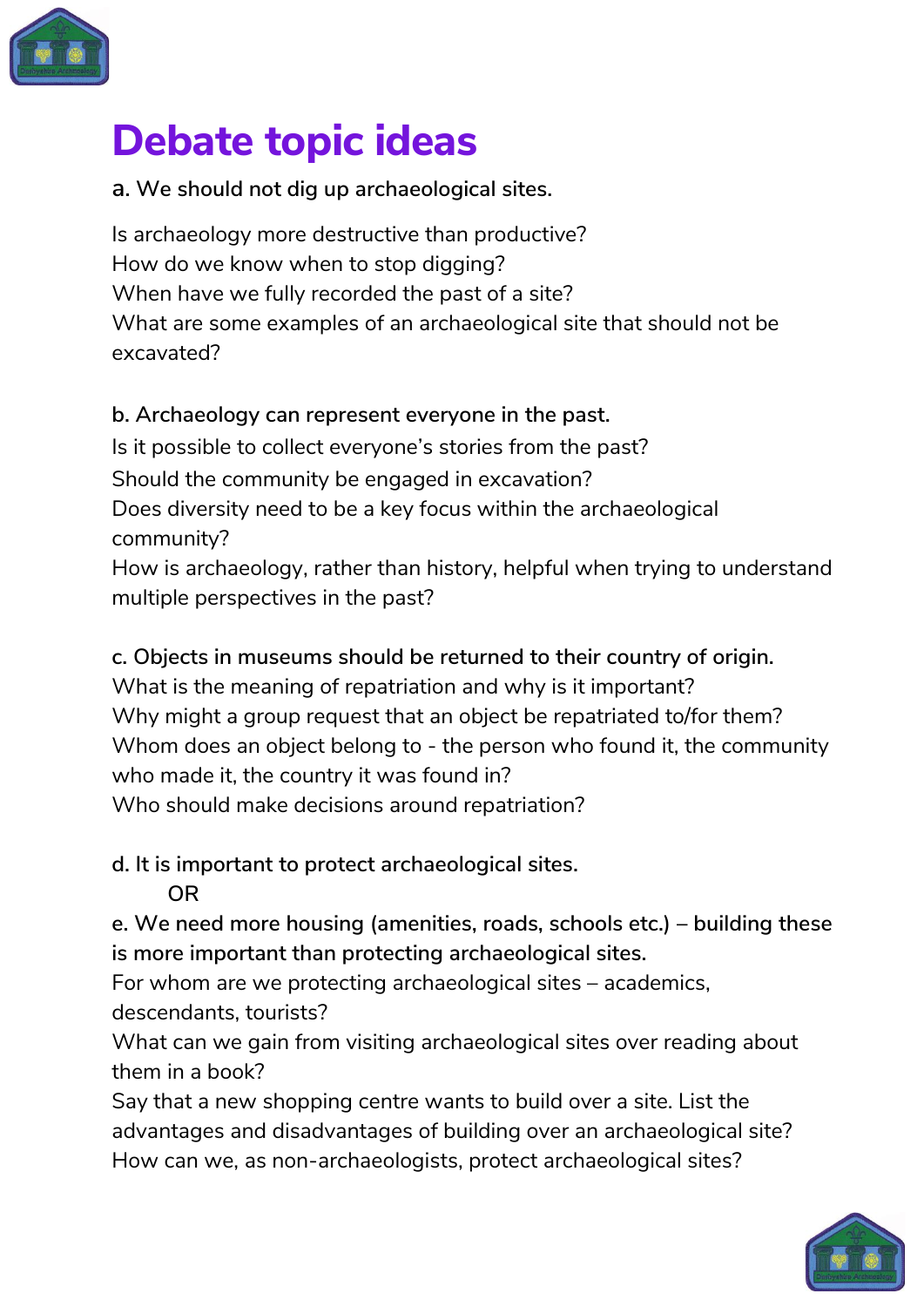# Debate topic ideas

**a. We should not dig up archaeological sites.**

Is archaeology more destructive than productive?
How do we know when to stop digging?
When have we fully recorded the past of a site?
What are some examples of an archaeological site that should not be excavated?

**b. Archaeology can represent everyone in the past.**

Is it possible to collect everyone's stories from the past?
Should the community be engaged in excavation?
Does diversity need to be a key focus within the archaeological community?
How is archaeology, rather than history, helpful when trying to understand multiple perspectives in the past?

**c. Objects in museums should be returned to their country of origin.**

What is the meaning of repatriation and why is it important?
Why might a group request that an object be repatriated to/for them?
Whom does an object belong to - the person who found it, the community who made it, the country it was found in?
Who should make decisions around repatriation?

**d. It is important to protect archaeological sites.**

OR

**e. We need more housing (amenities, roads, schools etc.) – building these is more important than protecting archaeological sites.**

For whom are we protecting archaeological sites – academics, descendants, tourists?
What can we gain from visiting archaeological sites over reading about them in a book?
Say that a new shopping centre wants to build over a site. List the advantages and disadvantages of building over an archaeological site?
How can we, as non-archaeologists, protect archaeological sites?